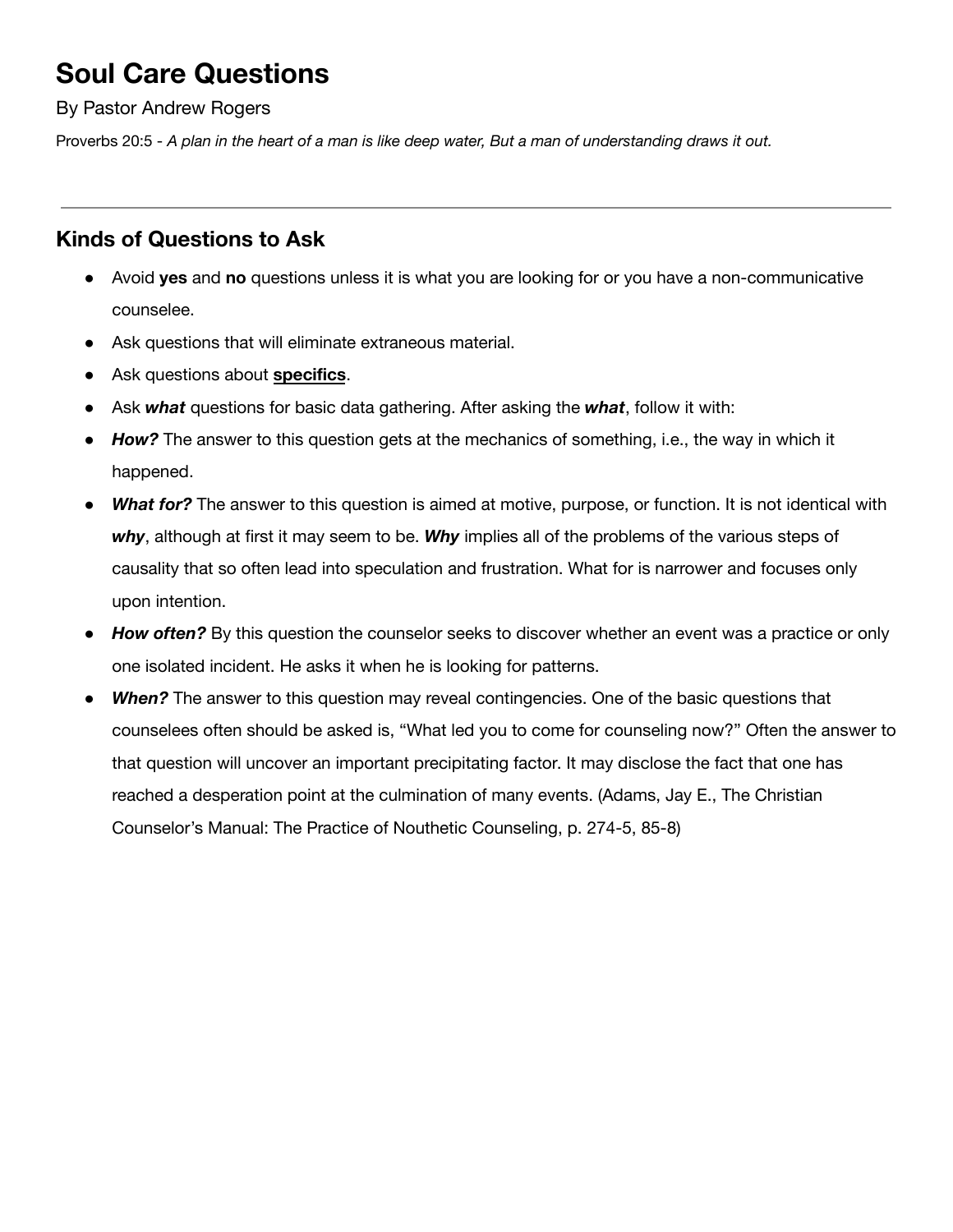# Soul Care Questions

By Pastor Andrew Rogers

Proverbs 20:5 - *A plan in the heart of a man is like deep water, But a man of understanding draws it out.*

---

## Kinds of Questions to Ask

- Avoid **yes** and **no** questions unless it is what you are looking for or you have a non-communicative counselee.
- Ask questions that will eliminate extraneous material.
- Ask questions about **<u>specifics</u>**.
- Ask ***what*** questions for basic data gathering. After asking the ***what***, follow it with:
- ***How?*** The answer to this question gets at the mechanics of something, i.e., the way in which it happened.
- ***What for?*** The answer to this question is aimed at motive, purpose, or function. It is not identical with ***why***, although at first it may seem to be. ***Why*** implies all of the problems of the various steps of causality that so often lead into speculation and frustration. What for is narrower and focuses only upon intention.
- ***How often?*** By this question the counselor seeks to discover whether an event was a practice or only one isolated incident. He asks it when he is looking for patterns.
- ***When?*** The answer to this question may reveal contingencies. One of the basic questions that counselees often should be asked is, "What led you to come for counseling now?" Often the answer to that question will uncover an important precipitating factor. It may disclose the fact that one has reached a desperation point at the culmination of many events. (Adams, Jay E., The Christian Counselor's Manual: The Practice of Nouthetic Counseling, p. 274-5, 85-8)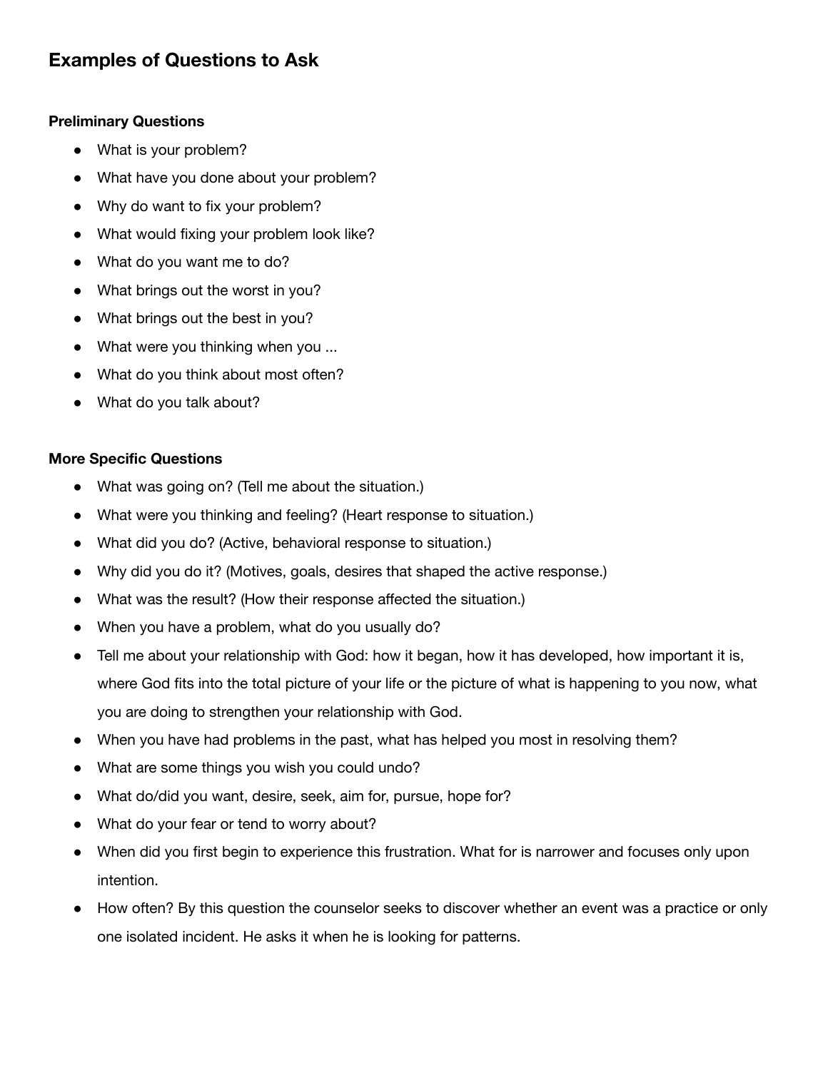## Examples of Questions to Ask

### Preliminary Questions

- What is your problem?
- What have you done about your problem?
- Why do want to fix your problem?
- What would fixing your problem look like?
- What do you want me to do?
- What brings out the worst in you?
- What brings out the best in you?
- What were you thinking when you ...
- What do you think about most often?
- What do you talk about?

### More Specific Questions

- What was going on? (Tell me about the situation.)
- What were you thinking and feeling? (Heart response to situation.)
- What did you do? (Active, behavioral response to situation.)
- Why did you do it? (Motives, goals, desires that shaped the active response.)
- What was the result? (How their response affected the situation.)
- When you have a problem, what do you usually do?
- Tell me about your relationship with God: how it began, how it has developed, how important it is, where God fits into the total picture of your life or the picture of what is happening to you now, what you are doing to strengthen your relationship with God.
- When you have had problems in the past, what has helped you most in resolving them?
- What are some things you wish you could undo?
- What do/did you want, desire, seek, aim for, pursue, hope for?
- What do your fear or tend to worry about?
- When did you first begin to experience this frustration. What for is narrower and focuses only upon intention.
- How often? By this question the counselor seeks to discover whether an event was a practice or only one isolated incident. He asks it when he is looking for patterns.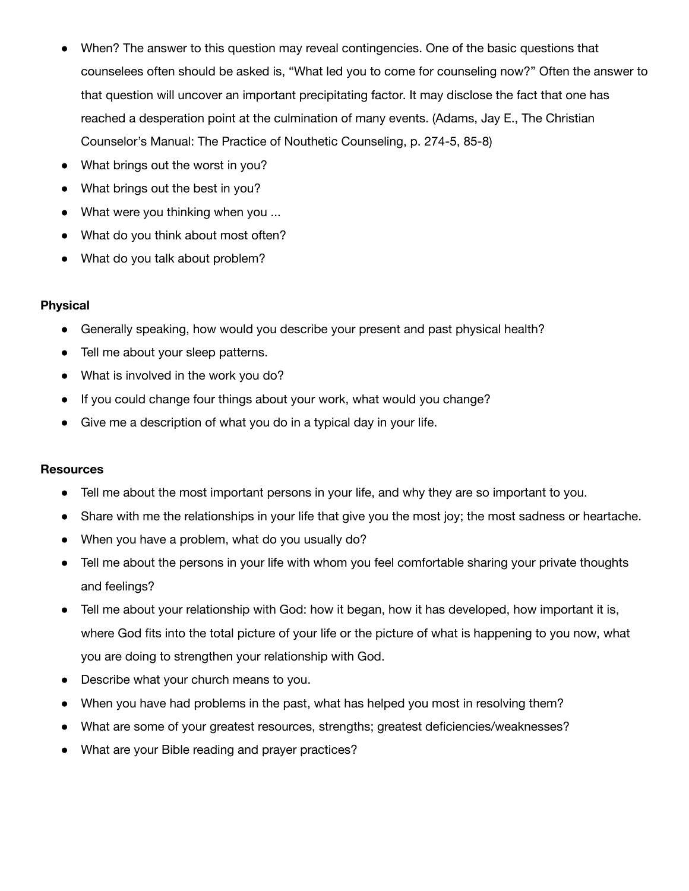- When? The answer to this question may reveal contingencies. One of the basic questions that counselees often should be asked is, "What led you to come for counseling now?" Often the answer to that question will uncover an important precipitating factor. It may disclose the fact that one has reached a desperation point at the culmination of many events. (Adams, Jay E., The Christian Counselor's Manual: The Practice of Nouthetic Counseling, p. 274-5, 85-8)
- What brings out the worst in you?
- What brings out the best in you?
- What were you thinking when you ...
- What do you think about most often?
- What do you talk about problem?

**Physical**

- Generally speaking, how would you describe your present and past physical health?
- Tell me about your sleep patterns.
- What is involved in the work you do?
- If you could change four things about your work, what would you change?
- Give me a description of what you do in a typical day in your life.

**Resources**

- Tell me about the most important persons in your life, and why they are so important to you.
- Share with me the relationships in your life that give you the most joy; the most sadness or heartache.
- When you have a problem, what do you usually do?
- Tell me about the persons in your life with whom you feel comfortable sharing your private thoughts and feelings?
- Tell me about your relationship with God: how it began, how it has developed, how important it is, where God fits into the total picture of your life or the picture of what is happening to you now, what you are doing to strengthen your relationship with God.
- Describe what your church means to you.
- When you have had problems in the past, what has helped you most in resolving them?
- What are some of your greatest resources, strengths; greatest deficiencies/weaknesses?
- What are your Bible reading and prayer practices?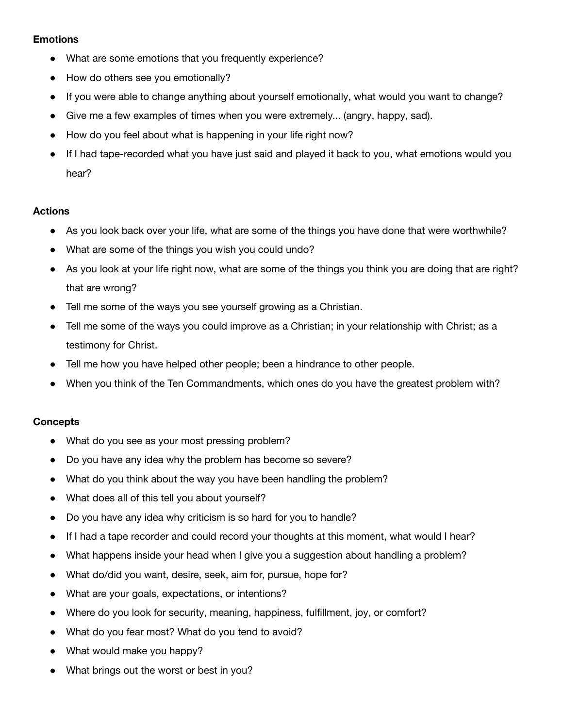**Emotions**

- What are some emotions that you frequently experience?
- How do others see you emotionally?
- If you were able to change anything about yourself emotionally, what would you want to change?
- Give me a few examples of times when you were extremely... (angry, happy, sad).
- How do you feel about what is happening in your life right now?
- If I had tape-recorded what you have just said and played it back to you, what emotions would you hear?

**Actions**

- As you look back over your life, what are some of the things you have done that were worthwhile?
- What are some of the things you wish you could undo?
- As you look at your life right now, what are some of the things you think you are doing that are right? that are wrong?
- Tell me some of the ways you see yourself growing as a Christian.
- Tell me some of the ways you could improve as a Christian; in your relationship with Christ; as a testimony for Christ.
- Tell me how you have helped other people; been a hindrance to other people.
- When you think of the Ten Commandments, which ones do you have the greatest problem with?

**Concepts**

- What do you see as your most pressing problem?
- Do you have any idea why the problem has become so severe?
- What do you think about the way you have been handling the problem?
- What does all of this tell you about yourself?
- Do you have any idea why criticism is so hard for you to handle?
- If I had a tape recorder and could record your thoughts at this moment, what would I hear?
- What happens inside your head when I give you a suggestion about handling a problem?
- What do/did you want, desire, seek, aim for, pursue, hope for?
- What are your goals, expectations, or intentions?
- Where do you look for security, meaning, happiness, fulfillment, joy, or comfort?
- What do you fear most? What do you tend to avoid?
- What would make you happy?
- What brings out the worst or best in you?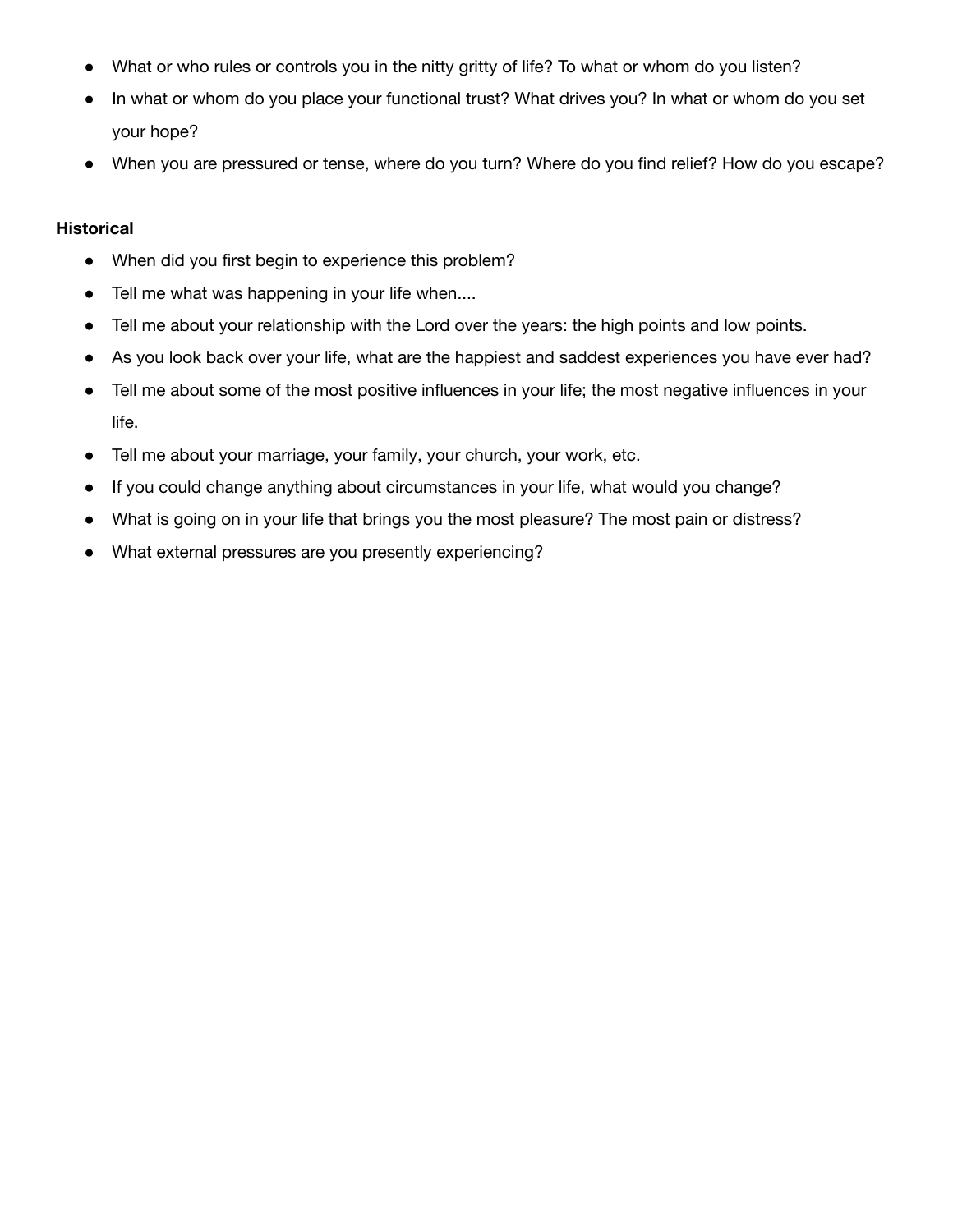- What or who rules or controls you in the nitty gritty of life? To what or whom do you listen?
- In what or whom do you place your functional trust? What drives you? In what or whom do you set your hope?
- When you are pressured or tense, where do you turn? Where do you find relief? How do you escape?

**Historical**

- When did you first begin to experience this problem?
- Tell me what was happening in your life when....
- Tell me about your relationship with the Lord over the years: the high points and low points.
- As you look back over your life, what are the happiest and saddest experiences you have ever had?
- Tell me about some of the most positive influences in your life; the most negative influences in your life.
- Tell me about your marriage, your family, your church, your work, etc.
- If you could change anything about circumstances in your life, what would you change?
- What is going on in your life that brings you the most pleasure? The most pain or distress?
- What external pressures are you presently experiencing?